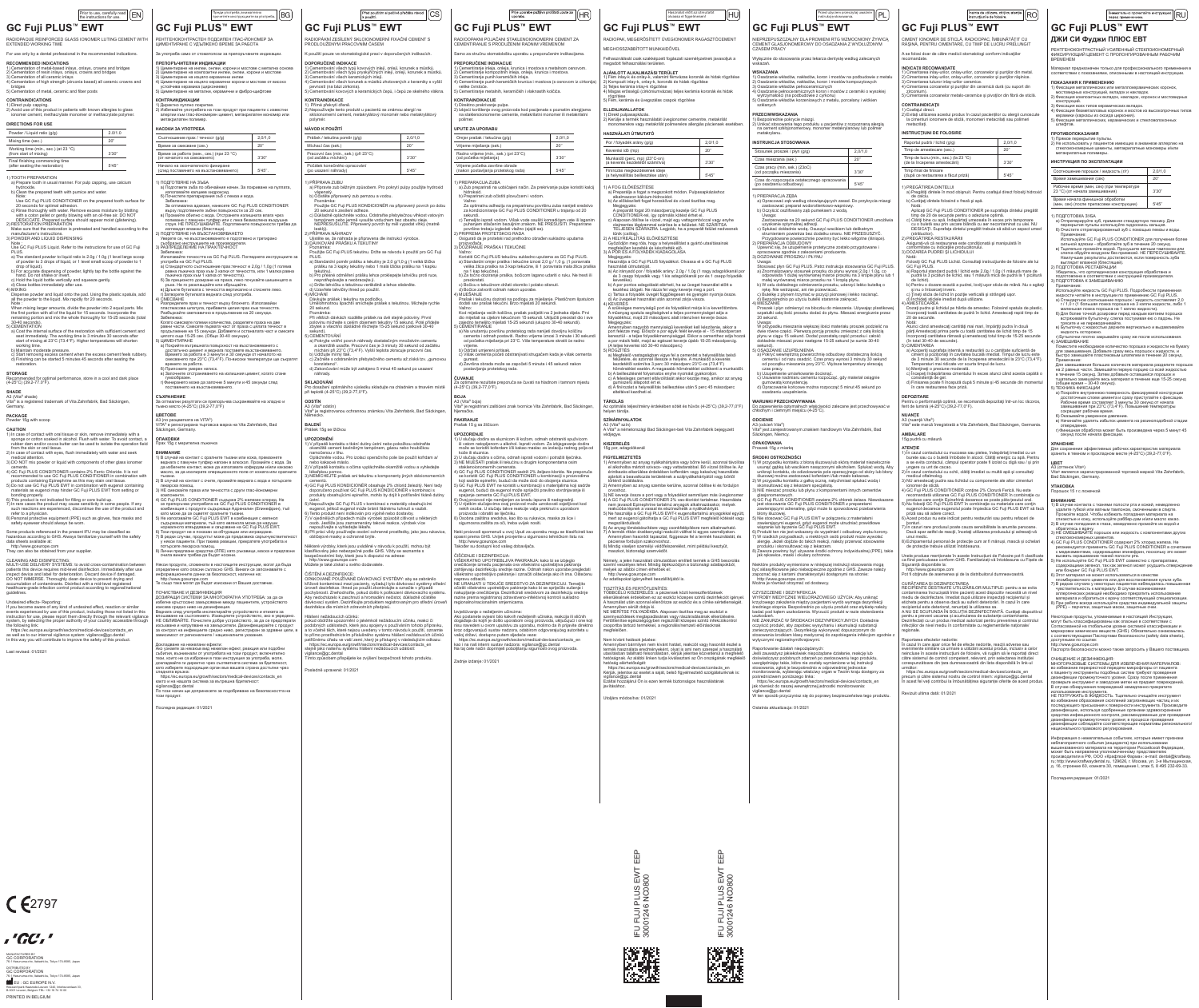Prior to use, carefully read the instructions for use. **EN**

# GC Fuji PLUS™ EWT

RADIOPAQUE REINFORCED GLASS IONOMER LUTING CEMENT WITH EXTENDED WORKING TIME

For use only by a dental professional in the recommended indications.

## RECOMMENDED INDICATIONS

1) Cementation of metal-based inlays, onlays, crowns and bridges
2) Cementation of resin inlays, onlays, crowns and bridges
3) Cementation of all ceramic inlays
4) Cementation of high strength (zirconia based) all ceramic crowns and bridges
5) Cementation of metal, ceramic and fiber posts

## CONTRAINDICATIONS

1) Direct pulp capping.
2) Avoid use of this product in patients with known allergies to glass ionomer cement, methacrylate monomer or methacrylate polymer.

## DIRECTIONS FOR USE

| Powder / Liquid ratio (g/g) | 2.0/1.0 |
|---|---|
| Mixing time (sec.) | 20" |
| Working time (min., sec.) (at 23 °C) (from start of mixing) | 3'30" |
| Final finishing commencing time (after seating the restoration) | 5'45" |

1) TOOTH PREPARATION
   a) Prepare tooth in usual manner. For pulp capping, use calcium hydroxide.
   b) Clean the prepared teeth with pumice and water.
   Note:
   Use GC FUJI PLUS CONDITIONER on the prepared tooth surface for 20 seconds for optimal adhesion.
   c) Rinse thoroughly with water. Remove excess moisture by blotting with a cotton pellet or gently blowing with an oil-free air. DO NOT DESICCATE. Prepared surface should appear moist (glistening).
2) PREPARATION OF RESTORATION
   Make sure that the restoration is pretreated and handled according to the manufacturer's instructions.
3) POWDER AND LIQUID DISPENSING
   Note:
   Use GC FUJI PLUS Liquid. Refer to the instructions for use of GC Fuji PLUS Liquid.
   a) The standard powder to liquid ratio is 2.0 g / 1.0 g (1 level large scoop of powder to 3 drops of liquid, or 1 level small scoop of powder to 1 drop of liquid).
   b) For accurate dispensing of powder, lightly tap the bottle against the hand. Do not shake or invert.
   c) Hold the liquid bottle vertically and squeeze gently.
   d) Close bottles immediately after use.
4) MIXING
   Disperse powder and liquid onto the pad. Using the plastic spatula, add all the powder to the liquid. Mix rapidly for 20 seconds.
   Note:
   When mixing larger amounts, divide the powder into 2 equal parts. Mix the first portion with all of the liquid for 15 seconds. Incorporate the remaining portion and mix the whole thoroughly for 15-25 seconds (total 30-40 seconds).
5) CEMENTATION
   a) Coat the internal surface of the restoration with sufficient cement and seat immediately. The working time is 3 minutes 30 seconds after start of mixing at 23°C (73.4°F). Higher temperatures will shorten working time.
   b) Maintain moderate pressure.
   c) Start removing excess cement when the excess cement feels rubbery.
   d) Finishing can be started 5 minutes 45 seconds after seating the restoration.

## STORAGE

Recommended for optimal performance, store in a cool and dark place (4-25°C) (39.2-77.0°F).

## SHADE

A3 (Vita* shade)
Vita* is a registered trademark of Vita Zahnfabrik, Bad Säckingen, Germany.

## PACKAGE

Powder 15g with scoop

## CAUTION

1) In case of contact with oral tissue or skin, remove immediately with a sponge or cotton soaked in alcohol. Flush with water. To avoid contact, a rubber dam and/or cocoa butter can be used to isolate the operation field from the skin or oral tissue.
2) In case of contact with eyes, flush immediately with water and seek medical attention.
3) DO NOT mix powder or liquid with components of other glass ionomer cements.
4) GC FUJI PLUS CONDITIONER contains 2% Ferric Chloride. It is not recommended to use GC FUJI PLUS CONDITIONER in combination with products containing Epinephrine as this may stain oral tissue.
5) Do not use GC Fuji PLUS EWT in combination with eugenol containing materials as eugenol may hinder GC Fuji PLUS EWT from setting or bonding properly.
6) This product is not indicated for filling or core build-up.
7) In rare cases the product may cause sensitivity in some people. If any such reactions are experienced, discontinue the use of the product and refer to a physician.
8) Personal protective equipment (PPE) such as gloves, face masks and safety eyewear should always be worn.

Some products referenced in the present IFU may be classified as hazardous according to GHS. Always familiarise yourself with the safety data sheets available at:
http://www.gceurope.com
They can also be obtained from your supplier.

CLEANING AND DISINFECTING:
MULTI-USE DELIVERY SYSTEMS: to avoid cross-contamination between patients this device requires mid-level disinfection. Immediately after use inspect device and label for deterioration. Discard device if damaged. DO NOT IMMERSE. Thoroughly clean device to prevent drying and accumulation of contaminants. Disinfect with a mid-level registered healthcare-grade infection control product according to regional/national guidelines.

Undesired effects- Reporting:
If you become aware of any kind of undesired effect, reaction or similar events experienced by use of this product, including those not listed in this instruction for use, please report them directly through the relevant vigilance system, by selecting the proper authority of your country accessible through the following link:
https://ec.europa.eu/growth/sectors/medical-devices/contacts_en
as well as to our internal vigilance system: vigilance@gc.dental
In this way you will contribute to improve the safety of this product.

Last revised: 01/2021

CE 2797

MANUFACTURED BY
GC CORPORATION
76-1 Hasunuma-cho, Itabashi-ku, Tokyo 174-8585, Japan

DISTRIBUTED BY
GC CORPORATION
76-1 Hasunuma-cho, Itabashi-ku, Tokyo 174-8585, Japan

EU: GC EUROPE N.V.
Researchpark Haasrode-Leuven 1240, Interleuvenlaan 33, B-3001 Leuven, Belgium
TEL: +32 16 74 10 00

PRINTED IN BELGIUM

---

**BG**

# GC Fuji PLUS™ EWT

РЕНТГЕНОКОНТРАСТЕН ПОДСИЛЕН ГЛАС-ЙОНОМЕР ЗА ЦИМЕНТИРАНЕ С УДЪЛЖЕНО ВРЕМЕ ЗА РАБОТА

| Съотношение прах / течност (g/g) | 2,0/1,0 |
|---|---|
| Време за смесване (сек.) | 20" |
| Време за работа (мин., сек.) (при 23 °C) (от началото на смесването) | 3'30" |
| Начало на окончателно финиране (след поставянето на възстановяването) | 5'45" |

Последна редакция: 01/2021

---

**CS**

# GC Fuji PLUS™ EWT

RADIOPAKNÍ ZESÍLENÝ SKLOIONOMERNÍ FIXAČNÍ CEMENT S PRODLOUŽENÝM PRACOVNÍM ČASEM

| Prášek / tekutina poměr (g/g) | 2,0/1,0 |
|---|---|
| Míchací čas (sek.) | 20" |
| Pracovní čas (min., sek.) (při 23°C) (od začátku míchání) | 3'30" |
| Počátek konečného opracování (po usazení náhrady) | 5'45" |

Poslední úprava: 01/2021

---

**HR**

# GC Fuji PLUS™ EWT

RADIOOPAKNI POJAČANI STAKLENOIONOMERNI CEMENT ZA CEMENTIRANJE S PRODUŽENIM RADNIM VREMENOM

| Omjer prašak / tekućina (g/g) | 2,0/1,0 |
|---|---|
| Vrijeme miješanja (sek.) | 20" |
| Radno vrijeme (min., sek.) (pri 23°C) (od početka miješanja) | 3'30" |
| Vrijeme početka završne obrade (nakon postavljanja protetskog rada) | 5'45" |

Zadnje izdanje: 01/2021

---

**HU**

# GC Fuji PLUS™ EWT

RADIOPAK, MEGERŐSÍTETT ÜVEGIONOMER RAGASZTÓCEMENT MEGHOSSZABBÍTOTT MUNKAIDŐVEL

| Por / folyadék arány (g/g) | 2,0/1,0 |
|---|---|
| Keverési idő (mp) | 20" |
| Munkaidő (perc, mp) (23°C-on) (a keverés kezdetétől számítva) | 3'30" |
| Finírozás megkezdésének ideje (a helyreállítás behelyezése után) | 5'45" |

Utoljára módosítva: 01/2021

---

**PL**

# GC Fuji PLUS™ EWT

NIEPRZEPUSZCZALNY DLA PROMIENI RTG WZMOCNIONY ŻYWICĄ CEMENT GLASJONOMEROWY DO OSADZANIA Z WYDŁUŻONYM CZASEM PRACY

| Stosunek proszek / płyn (g/g) | 2,0/1,0 |
|---|---|
| Czas mieszania (sek.) | 20" |
| Czas pracy (min, sek.) (23°C) (od początku mieszania) | 3'30" |
| Czas do rozpoczęcia ostatecznego opracowania (po osadzeniu odbudowy) | 5'45" |

Ostatnia aktualizacja: 01/2021

---

**RO**

# GC Fuji PLUS™ EWT

CIMENT IONOMER DE STICLĂ, RADIOOPAC, ÎMBUNĂTĂȚIT CU RĂȘINĂ, PENTRU CIMENTARE, CU TIMP DE LUCRU PRELUNGIT

| Raportul pudră / lichid (g/g) | 2,0/1,0 |
|---|---|
| Timp de amestecare (sec.) | 20" |
| Timp de lucru (min., sec.) (la 23 °C) (de la începerea amestecării) | 3'30" |
| Timp final de finisare (după ce restaurarea a fost plasată) | 5'45" |

Revizuit ultima dată: 01/2021

---

**RU**

# GC Fuji PLUS™ EWT
# ДЖИ СИ Фуджи ПЛЮС ЕВТ

РЕНТГЕНОКОНТРАСТНЫЙ УСИЛЕННЫЙ СТЕКЛОИОНОМЕРНЫЙ ФИКСИРУЮЩИЙ ЦЕМЕНТ С ПРОЛОНГИРОВАННЫМ РАБОЧИМ ВРЕМЕНЕМ

| Соотношение порошок / жидкость (г/г) | 2,0/1,0 |
|---|---|
| Время замешивания (сек) | 20" |
| Рабочее время (мин, сек) (при температуре 23 °C) (от начала замешивания) | 3'30" |
| Время начала финишной обработки (мин, сек) (после фиксации конструкции) | 5'45" |

Последняя редакция: 01/2021

---

IFU FUJI PLUS EWT EEP
30001246 NO0800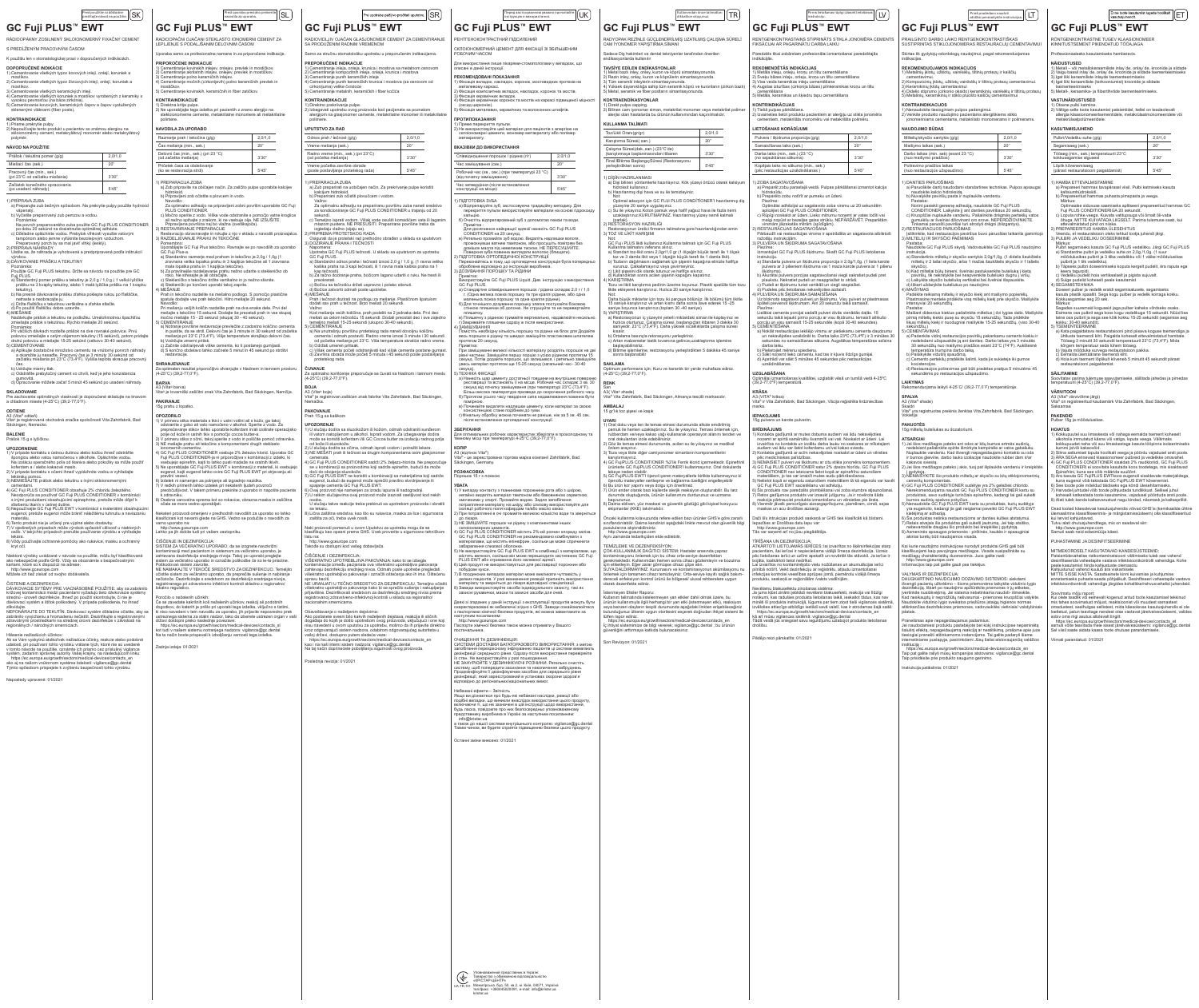Pred použitím si dôkladne prečítajte návod na použitie. SK

# GC Fuji PLUS™ EWT

RÁDIOPAKNÝ ZOSILNENÝ SKLOIONOMERNÝ FIXAČNÝ CEMENT

S PREDĹŽENÝM PRACOVNÝM ČASOM

K použitiu len v stomatologickej praxi v doporučených indikáciách.

## DOPORUČENÉ INDIKÁCIE

1) Cementovanie všetkých typov korunkových inlejí, onlejí, koruniek a mostíkov.
2) Cementovanie všetkých typov živicových inlejí, onlejí, koruniek a mostíkov.
3) Cementovanie všetkých keramických inlejí.
4) Cementovanie všetkých koruniek a mostíkov vyrobených z keramiky s vysokou pevnosťou (na báze zirkónia).
5) Cementovanie koreňových, keramických čapov a čapov vystužených sklenenými vláknami (fiber posts).

## KONTRAINDIKÁCIE

1) Priame prekrytie pulpy.
2) Nepoužívajte tento produkt u pacientov so známou alergiou na skloionomerný cement, metakrylátový monomér alebo metakrylátový polymér.

## NÁVOD NA POUŽITIE

| | |
|---|---|
| Prášok / tekutina (pomer g/g) | 2,0/1,0 |
| Miešací čas (sek.) | 20" |
| Pracovný čas (min., sek.) (pri 23°C) | 3'30" |
| Začiatok konečného spracovania (po uložení náhrady) | 5'45" |

## SKLADOVANIE

## BALENIE

## UPOZORNENIE

Naposledy upravené: 01/2021

Pred uporabo pozorno preberite navodila za uporabo. SL

# GC Fuji PLUS™ EWT

RADIOOPAČNI OJAČANI STEKLASTO IONOMERNI CEMENT ZA LEPLJENJE S PODALJŠANIM DELOVNIM ČASOM

Uporaba samo za profesionalne namene in za priporočene indikacije.

## PRIPOROČENE INDIKACIJE

1) Cementiranje kovinskih inlejev, onlejev, prevlek in mostičkov.
2) Cementiranje smolnatih inlejev, onlejev, prevlek in mostičkov.
3) Cementiranje polno keramičnih inlejev.
4) Cementiranje močnih (cirkonijevih) polno keramičnih prevlek in mostičkov.
5) Cementiranje kovinskih, keramičnih in fiber zatičkov.

## KONTRAINDIKACIJE

1) Direktna kritja pulpe.
2) Ne uporabljajte tega izdelka pri pacientih z znano alergijo na steklastoionomerne cemente, metakrilatne monomere ali metakrilatne polimere.

## NAVODILA ZA UPORABO

| | |
|---|---|
| Razmerje prah / tekočina (g/g) | 2,0/1,0 |
| Čas mešanja (min., sek.) | 20" |
| Delovni čas (min., sek.) (pri 23°C) (od začetka mešanja) | 3'30" |
| Pričetek časa za obdelovanje (ko se restavracija strdi) | 5'45" |

## SHRANJEVANJE

## BARVA

## PAKIRANJE

## OPOZORILO

## ČIŠČENJE IN DEZINFEKCIJA

Zadnja izdaja: 01/2021

Pre upotrebe pažljivo pročitati uputstvo. SR

# GC Fuji PLUS™ EWT

RADIOVIDLJIV OJAČAN GLASJONOMER CEMENT ZA CEMENTIRANJE SA PRODUŽENIM RADNIM VREMENOM

Samo za stručnu stomatološku upotrebu u preporučenim indikacijama.

## PREPORUČENE INDIKACIJE

1) Cementiranje inleja, onleja, krunica i mostova sa metalnom osnovom
2) Cementiranje kompozitnih inleja, onleja, krunica i mostova
3) Cementiranje punih keramičkih inleja
4) Cementiranje punih keramičkih krunica i mostova (sa osnovom od cirkonijuma) velike čvrstoće
5) Cementiranje metalnih, keramičkih i fiber kočića

## KONTRAINDIKACIJE

1) Direktno prekrivanje pulpe.
2) Izbegavati upotrebu ovog proizvoda kod pacijenata sa poznatom alergijom na glasjonomer cemente, metakrilatne monomere ili metakrilatne polimere.

## UPUTSTVO ZA RAD

| | |
|---|---|
| Odnos prah / tečnost (g/g) | 2,0/1,0 |
| Vreme mešanja (sek.) | 20" |
| Radno vreme (min., sek.) (pri 23°C) (od početka mešanja) | 3'30" |
| Vreme početka završne obrade (posle postavljanja protetskog rada) | 5'45" |

## ČUVANJE

## BOJA

## PAKOVANJE

## UPOZORENJE

## ČIŠĆENJE I DEZINFEKCIJA

Poslednja revizija: 01/2021

UK

# GC Fuji PLUS™ EWT

РЕНТГЕНОКОНТРАСТНИЙ ПІДСИЛЕНИЙ СКЛОІОНОМЕРНИЙ ЦЕМЕНТ ДЛЯ ФІКСАЦІЇ ЗІ ЗБІЛЬШЕНИМ РОБОЧИМ ЧАСОМ

## РЕКОМЕНДОВАНІ ПОКАЗАННЯ

## ПРОТИПОКАЗАННЯ

## ВКАЗІВКИ ДО ВИКОРИСТАННЯ

| | |
|---|---|
| Співвідношення порошок / рідина (г/г) | 2,0/1,0 |
| Час замішування (сек.) | 20" |
| Робочий час (хв., сек.) (при температурі 23 °C) (від початку замішування) | 3'30" |
| Час затвердіння (після встановлення конструкції на місце) | 5'45" |

## ЗБЕРІГАННЯ

## КОЛІР

## РОЗФАСОВКА

## УВАГА

## ОЧИЩЕННЯ ТА ДЕЗІНФЕКЦІЯ

Останні зміни внесено: 01/2021

TR

# GC Fuji PLUS™ EWT

RADYOPAK REZİNLE GÜÇLENDİRİLMİŞ UZATILMIŞ ÇALIŞMA SÜRELİ CAM İYONOMER YAPIŞTIRMA SİMANI

Sadece Diş hekimleri ve dental teknisyenler tarafından önerilen endikasyonlarda kullanılır.

## TAVSİYE EDİLEN ENDİKASYONLAR

## KONTRENDİKASYONLAR

## KULLANMA TALİMATI

| | |
|---|---|
| Toz/Likit Oranı(g/gr) | 2,0/1,0 |
| Karıştırma Süresi( san.) | 20" |
| Çalışma Süresi(dak, san.) (23°C'de) (karıştırmaya başlamasından itibaren) | 3'30" |
| Final Bitirme Başlangıç Süresi (Restorasyonun yerleştirilmesinden sonra) | 5'45" |

## SAKLAMA

## RENK

## AMBALAJ

## UYARI

Son Revizyon: 01/2021

LV

# GC Fuji PLUS™ EWT

RENTGENKONTRASTAINS STIPRINĀTS STIKLA JONOMĒRA CEMENTS FIKSĀCIJAI AR PAGARINĀTU DARBA LAIKU

## REKOMENDĒTĀS INDIKĀCIJAS

## KONTRINDIKĀCIJAS

## LIETOŠANAS NORĀDĪJUMI

| | |
|---|---|
| Pulvera / šķidruma proporcija (g/g) | 2,0/1,0 |
| Samaisīšanas laiks (sek.) | 20" |
| Darba laiks (min., sek.) (23 °C) (no sajaukšanas sākuma) | 3'30" |
| Kopējais laiks no sākuma (min., sek.) (pēc restaurācijas uzstādīšanas) | 5'45" |

## UZGLABĀŠANA

## KRĀSA

## IEPAKOJUMS

## UZMANĪBU

Pēdējo reizi pārskatīts: 01/2021

LT

# GC Fuji PLUS™ EWT

PRAILGINTO DARBO LAIKO RENTGENOKONTRASTIŠKAS SUSTIPRINTAS STIKLOJONOMERAS RESTAURACIJŲ CEMENTAVIMUI

## REKOMENDUOJAMOS INDIKACIJOS

## KONTRAINDIKACIJOS

## NAUDOJIMO BŪDAS

| | |
|---|---|
| Miltelių/skysčio santykis (g/g) | 2,0/1,0 |
| Maišymo laikas (sek.) | 20" |
| Darbo laikas (min., sek.) (esant 23 °C) (nuo maišymo pradžios) | 3'30" |
| Poliravimo pradžios laikas (nuo restauracijos užtaupidimo) | 5'45" |

## LAIKYMAS

## SPALVA

## PAKUOTĖS

## ATSARGIAI

Instrukcija paskelbta: 01/2021

ET

# GC Fuji PLUS™ EWT

RÖNTGENKONTRASTNE TUGEV KLAASIONOMEER KINNITUSTSEMENT PIKENDATUD TÖÖAJAGA

Professionaalseks kasutamiseks hambaravis.

## NÄIDUSTUSED

## VASTUNÄIDUSTUSED

## KASUTAMISJUHEND

| | |
|---|---|
| Pulbri/Vedeliku suhe (g/g) | 2,0/1,0 |
| Segamisaeg (sek.) | 20" |
| Tööaeg (min., sek.) temperatuuril 23°C kokkusegamise algusest | 3'30" |
| Lõpliik kovenemisaeg (pärast restauratsiooni paigaldamist) | 5'45" |

## SÄILITAMINE

## VÄRVITOON

## PAKENDID

## HOIATUS

Viimati parandatud: 01/2021